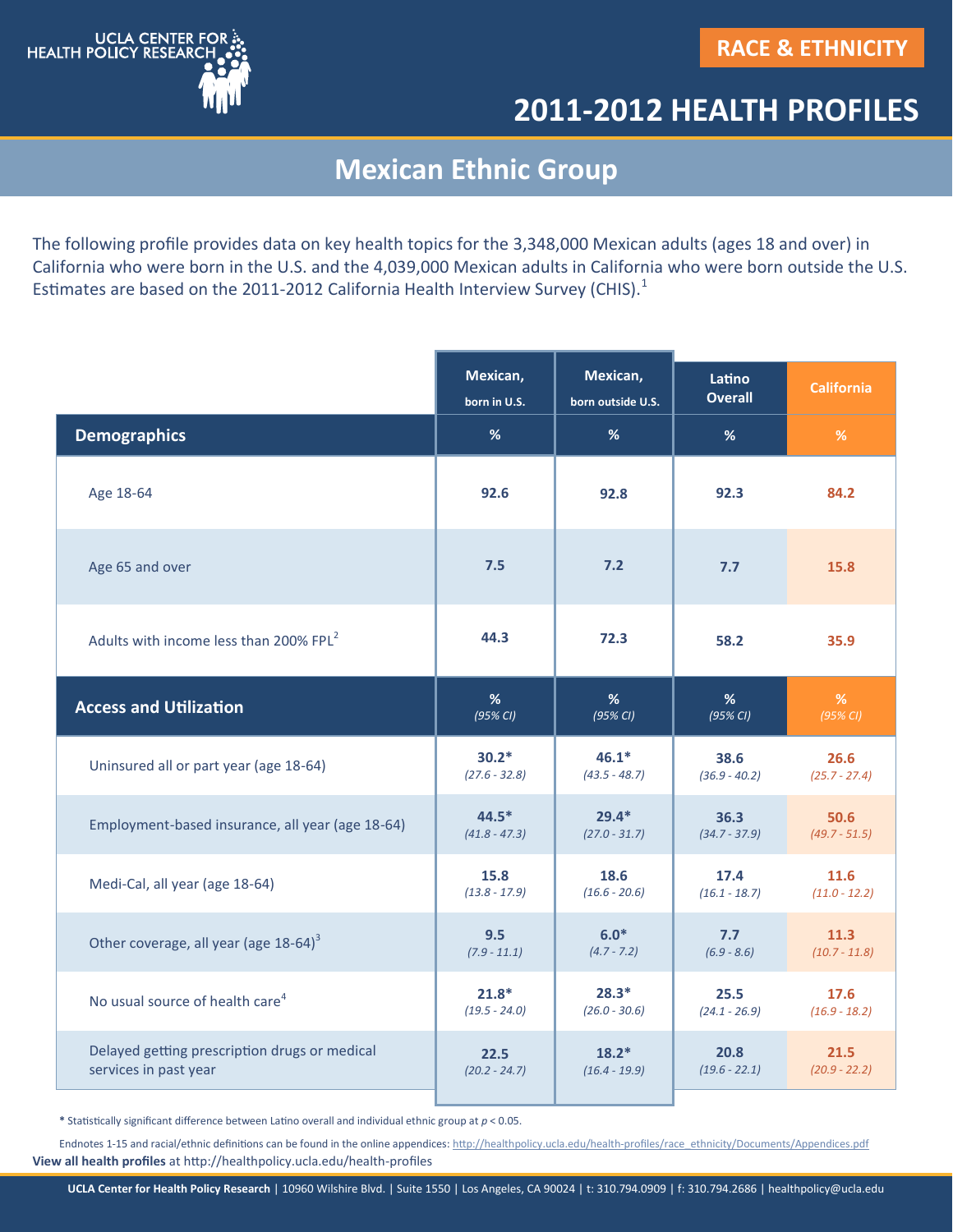UCLA CENTER FOR HEALTH POLICY RESEARCH

RACE & ETHNICITY

# 2011-2012 HEALTH PROFILES

## Mexican Ethnic Group

The following profile provides data on key health topics for the 3,348,000 Mexican adults (ages 18 and over) in California who were born in the U.S. and the 4,039,000 Mexican adults in California who were born outside the U.S. Estimates are based on the 2011-2012 California Health Interview Survey (CHIS).[1]

| | Mexican, born in U.S. | Mexican, born outside U.S. | Latino Overall | California |
|---|---|---|---|---|
| **Demographics** | % | % | % | % |
| Age 18-64 | 92.6 | 92.8 | 92.3 | 84.2 |
| Age 65 and over | 7.5 | 7.2 | 7.7 | 15.8 |
| Adults with income less than 200% FPL[2] | 44.3 | 72.3 | 58.2 | 35.9 |
| **Access and Utilization** | % (95% CI) | % (95% CI) | % (95% CI) | % (95% CI) |
| Uninsured all or part year (age 18-64) | 30.2* (27.6 - 32.8) | 46.1* (43.5 - 48.7) | 38.6 (36.9 - 40.2) | 26.6 (25.7 - 27.4) |
| Employment-based insurance, all year (age 18-64) | 44.5* (41.8 - 47.3) | 29.4* (27.0 - 31.7) | 36.3 (34.7 - 37.9) | 50.6 (49.7 - 51.5) |
| Medi-Cal, all year (age 18-64) | 15.8 (13.8 - 17.9) | 18.6 (16.6 - 20.6) | 17.4 (16.1 - 18.7) | 11.6 (11.0 - 12.2) |
| Other coverage, all year (age 18-64)[3] | 9.5 (7.9 - 11.1) | 6.0* (4.7 - 7.2) | 7.7 (6.9 - 8.6) | 11.3 (10.7 - 11.8) |
| No usual source of health care[4] | 21.8* (19.5 - 24.0) | 28.3* (26.0 - 30.6) | 25.5 (24.1 - 26.9) | 17.6 (16.9 - 18.2) |
| Delayed getting prescription drugs or medical services in past year | 22.5 (20.2 - 24.7) | 18.2* (16.4 - 19.9) | 20.8 (19.6 - 22.1) | 21.5 (20.9 - 22.2) |

* Statistically significant difference between Latino overall and individual ethnic group at $p < 0.05$.

Endnotes 1-15 and racial/ethnic definitions can be found in the online appendices: http://healthpolicy.ucla.edu/health-profiles/race_ethnicity/Documents/Appendices.pdf

**View all health profiles** at http://healthpolicy.ucla.edu/health-profiles

**UCLA Center for Health Policy Research** | 10960 Wilshire Blvd. | Suite 1550 | Los Angeles, CA 90024 | t: 310.794.0909 | f: 310.794.2686 | healthpolicy@ucla.edu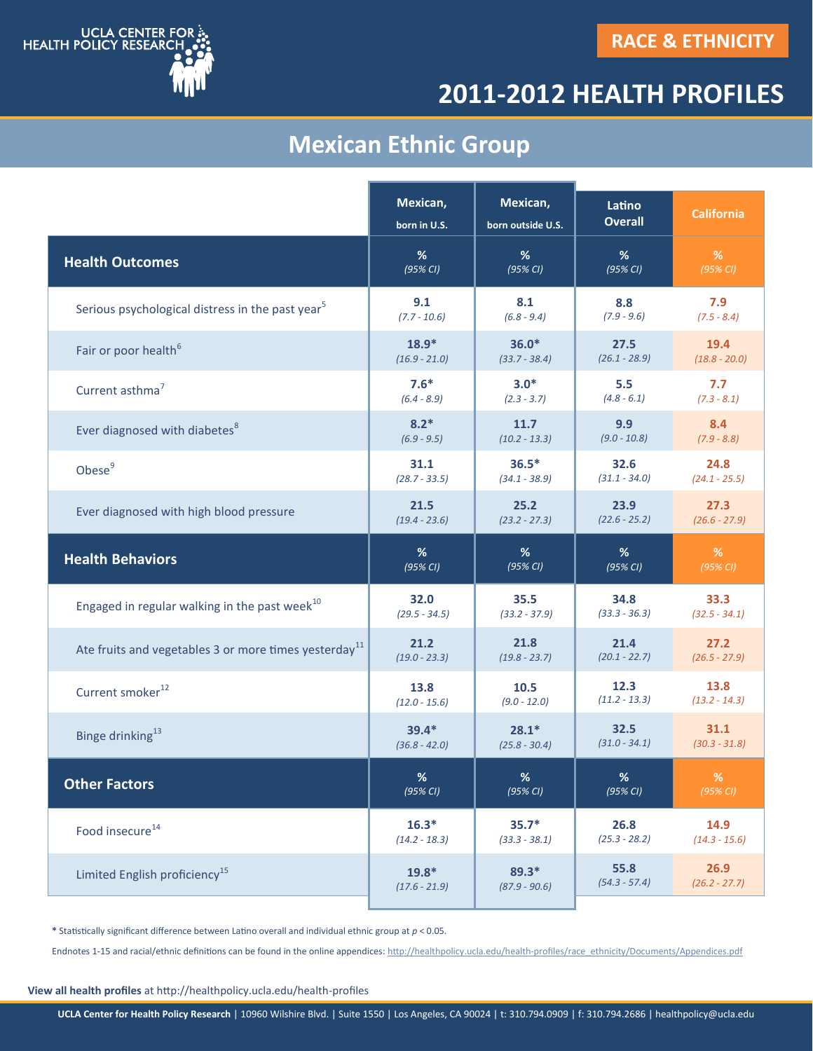UCLA CENTER FOR HEALTH POLICY RESEARCH

**RACE & ETHNICITY**

# 2011-2012 HEALTH PROFILES

## Mexican Ethnic Group

| | Mexican, born in U.S. | Mexican, born outside U.S. | Latino Overall | California |
|---|---|---|---|---|
| **Health Outcomes** | % (95% CI) | % (95% CI) | % (95% CI) | % (95% CI) |
| Serious psychological distress in the past year[5] | 9.1 (7.7 - 10.6) | 8.1 (6.8 - 9.4) | 8.8 (7.9 - 9.6) | 7.9 (7.5 - 8.4) |
| Fair or poor health[6] | 18.9* (16.9 - 21.0) | 36.0* (33.7 - 38.4) | 27.5 (26.1 - 28.9) | 19.4 (18.8 - 20.0) |
| Current asthma[7] | 7.6* (6.4 - 8.9) | 3.0* (2.3 - 3.7) | 5.5 (4.8 - 6.1) | 7.7 (7.3 - 8.1) |
| Ever diagnosed with diabetes[8] | 8.2* (6.9 - 9.5) | 11.7 (10.2 - 13.3) | 9.9 (9.0 - 10.8) | 8.4 (7.9 - 8.8) |
| Obese[9] | 31.1 (28.7 - 33.5) | 36.5* (34.1 - 38.9) | 32.6 (31.1 - 34.0) | 24.8 (24.1 - 25.5) |
| Ever diagnosed with high blood pressure | 21.5 (19.4 - 23.6) | 25.2 (23.2 - 27.3) | 23.9 (22.6 - 25.2) | 27.3 (26.6 - 27.9) |
| **Health Behaviors** | % (95% CI) | % (95% CI) | % (95% CI) | % (95% CI) |
| Engaged in regular walking in the past week[10] | 32.0 (29.5 - 34.5) | 35.5 (33.2 - 37.9) | 34.8 (33.3 - 36.3) | 33.3 (32.5 - 34.1) |
| Ate fruits and vegetables 3 or more times yesterday[11] | 21.2 (19.0 - 23.3) | 21.8 (19.8 - 23.7) | 21.4 (20.1 - 22.7) | 27.2 (26.5 - 27.9) |
| Current smoker[12] | 13.8 (12.0 - 15.6) | 10.5 (9.0 - 12.0) | 12.3 (11.2 - 13.3) | 13.8 (13.2 - 14.3) |
| Binge drinking[13] | 39.4* (36.8 - 42.0) | 28.1* (25.8 - 30.4) | 32.5 (31.0 - 34.1) | 31.1 (30.3 - 31.8) |
| **Other Factors** | % (95% CI) | % (95% CI) | % (95% CI) | % (95% CI) |
| Food insecure[14] | 16.3* (14.2 - 18.3) | 35.7* (33.3 - 38.1) | 26.8 (25.3 - 28.2) | 14.9 (14.3 - 15.6) |
| Limited English proficiency[15] | 19.8* (17.6 - 21.9) | 89.3* (87.9 - 90.6) | 55.8 (54.3 - 57.4) | 26.9 (26.2 - 27.7) |

**\*** Statistically significant difference between Latino overall and individual ethnic group at $p < 0.05$.

Endnotes 1-15 and racial/ethnic definitions can be found in the online appendices: http://healthpolicy.ucla.edu/health-profiles/race_ethnicity/Documents/Appendices.pdf

**View all health profiles** at http://healthpolicy.ucla.edu/health-profiles

**UCLA Center for Health Policy Research** | 10960 Wilshire Blvd. | Suite 1550 | Los Angeles, CA 90024 | t: 310.794.0909 | f: 310.794.2686 | healthpolicy@ucla.edu